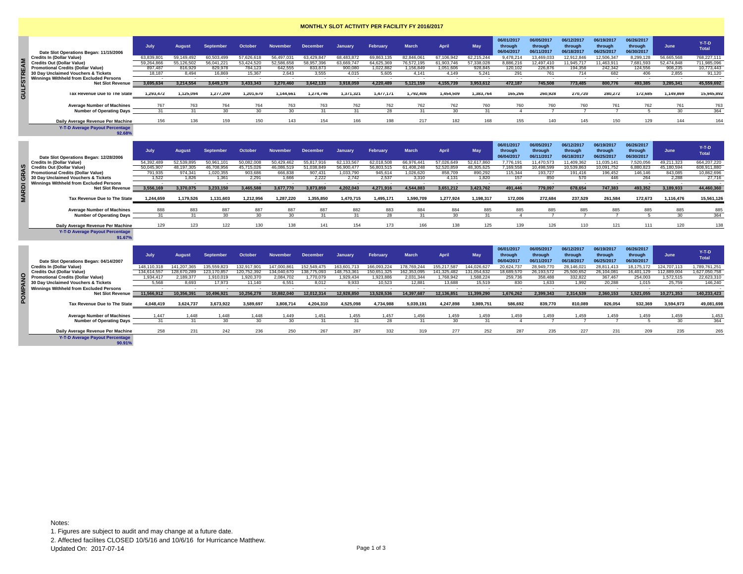# MONTHLY SLOT ACTIVITY PER FACILITY FY 2016/2017

## GULFSTREAM

| Date Slot Operations Began: 11/15/2006 | July | August | September | October | November | December | January | February | March | April | May | 06/01/2017 through 06/04/2017 | 06/05/2017 through 06/11/2017 | 06/12/2017 through 06/18/2017 | 06/19/2017 through 06/25/2017 | 06/26/2017 through 06/30/2017 | June | Y-T-D Total |
|---|---|---|---|---|---|---|---|---|---|---|---|---|---|---|---|---|---|---|
| Credits In (Dollar Value) | 63,839,801 | 59,149,492 | 60,503,499 | 57,626,618 | 56,497,031 | 63,429,847 | 68,483,872 | 69,863,135 | 82,846,061 | 67,106,942 | 62,215,244 | 9,478,214 | 13,469,033 | 12,912,846 | 12,506,347 | 8,299,128 | 56,665,568 | 768,227,111 |
| Credits Out (Dollar Value) | 59,264,866 | 55,126,502 | 56,041,221 | 53,424,520 | 52,586,658 | 58,957,396 | 63,669,747 | 64,625,369 | 76,572,195 | 61,903,746 | 57,338,028 | 8,886,216 | 12,497,410 | 11,945,717 | 11,463,911 | 7,681,593 | 52,474,848 | 711,985,096 |
| Promotional Credits (Dollar Value) | 897,487 | 816,929 | 829,978 | 784,123 | 642,555 | 833,873 | 900,080 | 1,022,882 | 1,156,849 | 1,051,606 | 928,845 | 120,102 | 226,876 | 194,358 | 242,342 | 124,556 | 908,235 | 10,773,443 |
| 30 Day Unclaimed Vouchers & Tickets | 18,187 | 8,494 | 16,869 | 15,367 | 2,643 | 3,555 | 4,015 | 5,605 | 4,141 | 4,149 | 5,241 | 291 | 761 | 714 | 682 | 406 | 2,855 | 91,120 |
| Winnings Withheld from Excluded Persons | - | - | - | - | - | - | - | - | - | - | - | - | - | - | - | - | - | - |
| **Net Slot Revenue** | **3,695,634** | **3,214,554** | **3,649,170** | **3,433,343** | **3,270,460** | **3,642,133** | **3,918,059** | **4,220,489** | **5,121,159** | **4,155,739** | **3,953,612** | **472,187** | **745,508** | **773,485** | **800,776** | **493,385** | **3,285,341** | **45,559,692** |
| **Tax Revenue Due to The State** | **1,293,472** | **1,125,094** | **1,277,209** | **1,201,670** | **1,144,661** | **1,274,746** | **1,371,321** | **1,477,171** | **1,792,406** | **1,454,509** | **1,383,764** | **165,266** | **260,928** | **270,720** | **280,272** | **172,685** | **1,149,869** | **15,945,892** |
| **Average Number of Machines** | 767 | 763 | 764 | 764 | 763 | 763 | 762 | 762 | 762 | 762 | 760 | 760 | 760 | 760 | 761 | 762 | 761 | 763 |
| **Number of Operating Days** | 31 | 31 | 30 | 30 | 30 | 31 | 31 | 28 | 31 | 30 | 31 | 4 | 7 | 7 | 7 | 5 | 30 | 364 |
| **Daily Average Revenue Per Machine** | 156 | 136 | 159 | 150 | 143 | 154 | 166 | 198 | 217 | 182 | 168 | 155 | 140 | 145 | 150 | 129 | 144 | 164 |

**Y-T-D Average Payout Percentage** 92.68%

## MARDI GRAS

| Date Slot Operations Began: 12/28/2006 | July | August | September | October | November | December | January | February | March | April | May | 06/01/2017 through 06/04/2017 | 06/05/2017 through 06/11/2017 | 06/12/2017 through 06/18/2017 | 06/19/2017 through 06/25/2017 | 06/26/2017 through 06/30/2017 | June | Y-T-D Total |
|---|---|---|---|---|---|---|---|---|---|---|---|---|---|---|---|---|---|---|
| Credits In (Dollar Value) | 54,392,489 | 52,539,895 | 50,961,101 | 50,082,008 | 50,429,462 | 55,817,916 | 62,133,567 | 62,018,508 | 66,976,441 | 57,026,649 | 52,617,860 | 7,776,191 | 11,470,573 | 11,409,362 | 11,035,141 | 7,520,056 | 49,211,323 | 664,207,220 |
| Credits Out (Dollar Value) | 50,045,907 | 48,197,305 | 46,708,956 | 45,715,026 | 46,086,519 | 51,038,849 | 56,900,477 | 56,803,515 | 61,408,248 | 52,520,859 | 48,305,625 | 7,169,558 | 10,498,599 | 10,539,863 | 10,091,752 | 6,880,823 | 45,180,594 | 608,911,880 |
| Promotional Credits (Dollar Value) | 791,935 | 974,341 | 1,020,355 | 903,686 | 666,838 | 907,431 | 1,033,790 | 945,614 | 1,026,620 | 858,709 | 890,292 | 115,344 | 193,727 | 191,416 | 196,452 | 146,146 | 843,085 | 10,862,696 |
| 30 Day Unclaimed Vouchers & Tickets | 1,522 | 1,826 | 1,361 | 2,291 | 1,666 | 2,222 | 2,742 | 2,537 | 3,310 | 4,131 | 1,820 | 157 | 850 | 570 | 446 | 264 | 2,288 | 27,716 |
| Winnings Withheld from Excluded Persons | - | - | - | - | - | - | - | - | - | - | - | - | - | - | - | - | - | - |
| **Net Slot Revenue** | **3,556,169** | **3,370,075** | **3,233,150** | **3,465,588** | **3,677,770** | **3,873,859** | **4,202,043** | **4,271,916** | **4,544,883** | **3,651,212** | **3,423,762** | **491,446** | **779,097** | **678,654** | **747,383** | **493,352** | **3,189,933** | **44,460,360** |
| **Tax Revenue Due to The State** | **1,244,659** | **1,179,526** | **1,131,603** | **1,212,956** | **1,287,220** | **1,355,850** | **1,470,715** | **1,495,171** | **1,590,709** | **1,277,924** | **1,198,317** | **172,006** | **272,684** | **237,529** | **261,584** | **172,673** | **1,116,476** | **15,561,126** |
| **Average Number of Machines** | 888 | 883 | 887 | 887 | 887 | 887 | 882 | 883 | 884 | 884 | 885 | 885 | 885 | 885 | 885 | 885 | 885 | 885 |
| **Number of Operating Days** | 31 | 31 | 30 | 30 | 30 | 31 | 31 | 28 | 31 | 30 | 31 | 4 | 7 | 7 | 7 | 5 | 30 | 364 |
| **Daily Average Revenue Per Machine** | 129 | 123 | 122 | 130 | 138 | 141 | 154 | 173 | 166 | 138 | 125 | 139 | 126 | 110 | 121 | 111 | 120 | 138 |

**Y-T-D Average Payout Percentage** 91.67%

## POMPANO

| Date Slot Operations Began: 04/14/2007 | July | August | September | October | November | December | January | February | March | April | May | 06/01/2017 through 06/04/2017 | 06/05/2017 through 06/11/2017 | 06/12/2017 through 06/18/2017 | 06/19/2017 through 06/25/2017 | 06/26/2017 through 06/30/2017 | June | Y-T-D Total |
|---|---|---|---|---|---|---|---|---|---|---|---|---|---|---|---|---|---|---|
| Credits In (Dollar Value) | 148,110,318 | 141,207,365 | 135,559,823 | 132,917,901 | 147,000,861 | 152,549,475 | 163,601,713 | 166,093,224 | 178,769,244 | 155,217,587 | 144,026,627 | 20,624,737 | 28,949,770 | 28,146,021 | 28,811,413 | 18,175,172 | 124,707,113 | 1,789,761,251 |
| Credits Out (Dollar Value) | 134,614,557 | 128,670,289 | 123,170,857 | 120,752,392 | 134,040,670 | 138,775,093 | 148,753,361 | 150,651,325 | 162,353,095 | 141,325,482 | 131,054,632 | 18,689,570 | 26,193,572 | 25,500,652 | 26,104,081 | 16,401,129 | 112,889,004 | 1,627,050,758 |
| Promotional Credits (Dollar Value) | 1,934,417 | 2,189,377 | 1,910,019 | 1,920,370 | 2,084,702 | 1,770,079 | 1,929,434 | 1,923,886 | 2,031,344 | 1,768,942 | 1,588,224 | 259,736 | 358,488 | 332,822 | 367,467 | 254,003 | 1,572,515 | 22,623,310 |
| 30 Day Unclaimed Vouchers & Tickets | 5,568 | 8,693 | 17,973 | 11,140 | 6,551 | 8,012 | 9,933 | 10,523 | 12,881 | 13,688 | 15,519 | 830 | 1,633 | 1,992 | 20,288 | 1,015 | 25,759 | 146,240 |
| Winnings Withheld from Excluded Persons | - | - | - | - | - | - | - | - | - | - | - | - | - | - | - | - | - | - |
| **Net Slot Revenue** | **11,566,912** | **10,356,391** | **10,496,921** | **10,256,278** | **10,882,040** | **12,012,314** | **12,928,850** | **13,528,536** | **14,397,687** | **12,136,851** | **11,399,290** | **1,676,262** | **2,399,343** | **2,314,539** | **2,360,153** | **1,521,055** | **10,271,353** | **140,233,423** |
| **Tax Revenue Due to The State** | **4,048,419** | **3,624,737** | **3,673,922** | **3,589,697** | **3,808,714** | **4,204,310** | **4,525,098** | **4,734,988** | **5,039,191** | **4,247,898** | **3,989,751** | **586,692** | **839,770** | **810,089** | **826,054** | **532,369** | **3,594,973** | **49,081,698** |
| **Average Number of Machines** | 1,447 | 1,448 | 1,448 | 1,448 | 1,449 | 1,451 | 1,455 | 1,457 | 1,456 | 1,459 | 1,459 | 1,459 | 1,459 | 1,459 | 1,459 | 1,459 | 1,459 | 1,453 |
| **Number of Operating Days** | 31 | 31 | 30 | 30 | 30 | 31 | 31 | 28 | 31 | 30 | 31 | 4 | 7 | 7 | 7 | 5 | 30 | 364 |
| **Daily Average Revenue Per Machine** | 258 | 231 | 242 | 236 | 250 | 267 | 287 | 332 | 319 | 277 | 252 | 287 | 235 | 227 | 231 | 209 | 235 | 265 |

**Y-T-D Average Payout Percentage** 90.91%

Notes:

1. Figures are subject to audit and may change at a future date.
2. Affected facilites CLOSED 10/5/16 and 10/6/16 for Hurricanne Matthew.

Updated On: 2017-07-14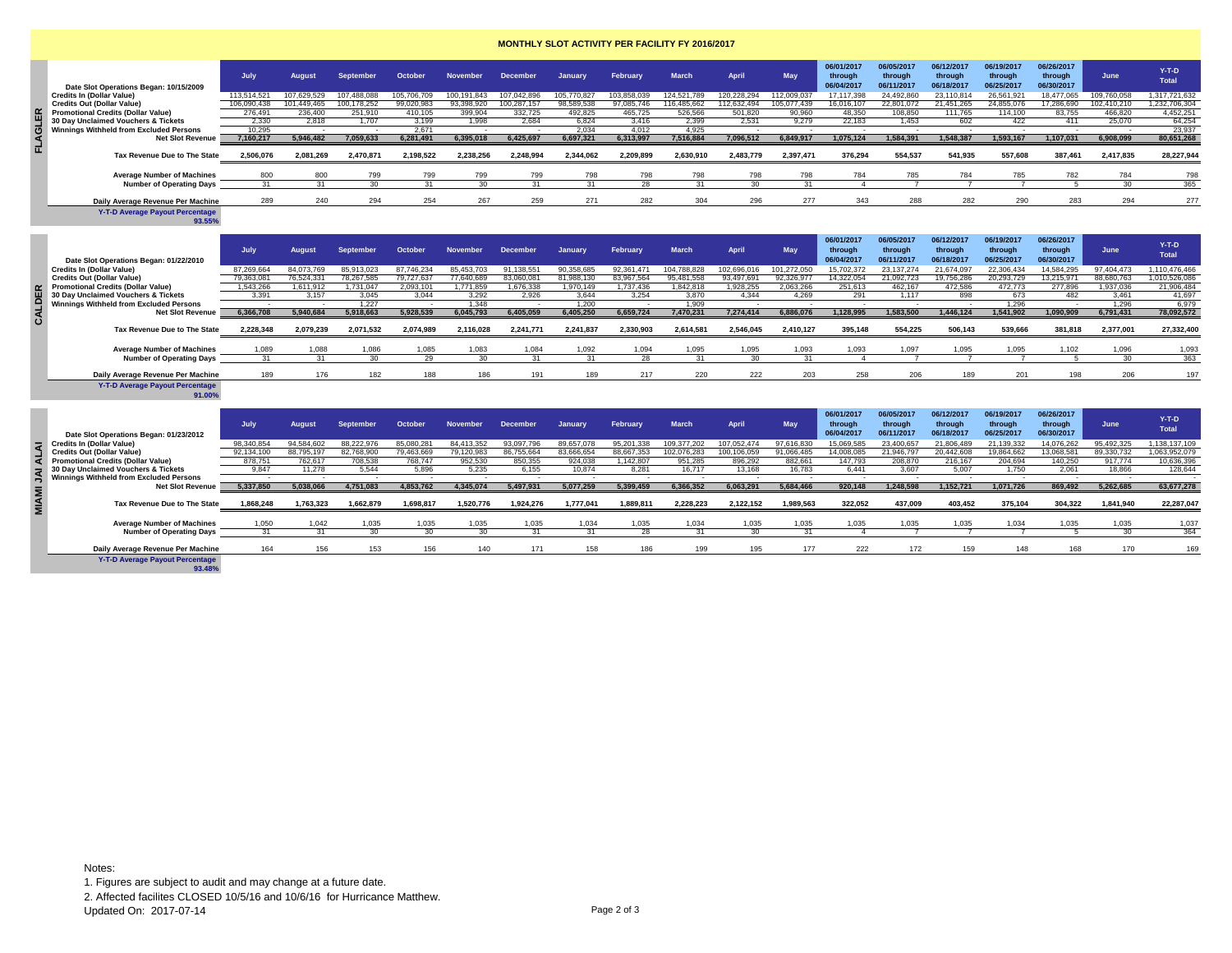# MONTHLY SLOT ACTIVITY PER FACILITY FY 2016/2017

## FLAGLER

| Date Slot Operations Began: 10/15/2009 | July | August | September | October | November | December | January | February | March | April | May | 06/01/2017 through 06/04/2017 | 06/05/2017 through 06/11/2017 | 06/12/2017 through 06/18/2017 | 06/19/2017 through 06/25/2017 | 06/26/2017 through 06/30/2017 | June | Y-T-D Total |
|---|---|---|---|---|---|---|---|---|---|---|---|---|---|---|---|---|---|---|
| Credits In (Dollar Value) | 113,514,521 | 107,629,529 | 107,488,088 | 105,706,709 | 100,191,843 | 107,042,896 | 105,770,827 | 103,858,039 | 124,521,789 | 120,228,294 | 112,009,037 | 17,117,398 | 24,492,860 | 23,110,814 | 26,561,921 | 18,477,065 | 109,760,058 | 1,317,721,632 |
| Credits Out (Dollar Value) | 106,090,438 | 101,449,465 | 100,178,252 | 99,020,983 | 93,398,920 | 100,287,157 | 98,589,538 | 97,085,746 | 116,485,662 | 112,632,494 | 105,077,439 | 16,016,107 | 22,801,072 | 21,451,265 | 24,855,076 | 17,286,690 | 102,410,210 | 1,232,706,304 |
| Promotional Credits (Dollar Value) | 276,491 | 236,400 | 251,910 | 410,105 | 399,904 | 332,725 | 492,825 | 465,725 | 526,566 | 501,820 | 90,960 | 48,350 | 108,850 | 111,765 | 114,100 | 83,755 | 466,820 | 4,452,251 |
| 30 Day Unclaimed Vouchers & Tickets | 2,330 | 2,818 | 1,707 | 3,199 | 1,998 | 2,684 | 6,824 | 3,416 | 2,399 | 2,531 | 9,279 | 22,183 | 1,453 | 602 | 422 | 411 | 25,070 | 64,254 |
| Winnings Withheld from Excluded Persons | 10,295 | - | - | 2,671 | - | - | 2,034 | 4,012 | 4,925 | - | - | - | - | - | - | - | - | 23,937 |
| Net Slot Revenue | 7,160,217 | 5,946,482 | 7,059,633 | 6,281,491 | 6,395,018 | 6,425,697 | 6,697,321 | 6,313,997 | 7,516,884 | 7,096,512 | 6,849,917 | 1,075,124 | 1,584,391 | 1,548,387 | 1,593,167 | 1,107,031 | 6,908,099 | 80,651,268 |
| Tax Revenue Due to The State | 2,506,076 | 2,081,269 | 2,470,871 | 2,198,522 | 2,238,256 | 2,248,994 | 2,344,062 | 2,209,899 | 2,630,910 | 2,483,779 | 2,397,471 | 376,294 | 554,537 | 541,935 | 557,608 | 387,461 | 2,417,835 | 28,227,944 |
| Average Number of Machines | 800 | 800 | 799 | 799 | 799 | 799 | 798 | 798 | 798 | 798 | 798 | 784 | 785 | 784 | 785 | 782 | 784 | 798 |
| Number of Operating Days | 31 | 31 | 30 | 31 | 30 | 31 | 31 | 28 | 31 | 30 | 31 | 4 | 7 | 7 | 7 | 5 | 30 | 365 |
| Daily Average Revenue Per Machine | 289 | 240 | 294 | 254 | 267 | 259 | 271 | 282 | 304 | 296 | 277 | 343 | 288 | 282 | 290 | 283 | 294 | 277 |

Y-T-D Average Payout Percentage 93.55%

## CALDER

| Date Slot Operations Began: 01/22/2010 | July | August | September | October | November | December | January | February | March | April | May | 06/01/2017 through 06/04/2017 | 06/05/2017 through 06/11/2017 | 06/12/2017 through 06/18/2017 | 06/19/2017 through 06/25/2017 | 06/26/2017 through 06/30/2017 | June | Y-T-D Total |
|---|---|---|---|---|---|---|---|---|---|---|---|---|---|---|---|---|---|---|
| Credits In (Dollar Value) | 87,269,664 | 84,073,769 | 85,913,023 | 87,746,234 | 85,453,703 | 91,138,551 | 90,358,685 | 92,361,471 | 104,788,828 | 102,696,016 | 101,272,050 | 15,702,372 | 23,137,274 | 21,674,097 | 22,306,434 | 14,584,295 | 97,404,473 | 1,110,476,466 |
| Credits Out (Dollar Value) | 79,363,081 | 76,524,331 | 78,257,585 | 79,727,637 | 77,640,689 | 83,060,081 | 81,988,130 | 83,967,564 | 95,481,558 | 93,497,691 | 92,326,977 | 14,322,054 | 21,092,723 | 19,756,286 | 20,293,729 | 13,215,971 | 88,680,763 | 1,010,526,086 |
| Promotional Credits (Dollar Value) | 1,543,266 | 1,611,912 | 1,731,047 | 2,093,101 | 1,771,859 | 1,676,338 | 1,970,149 | 1,737,436 | 1,842,818 | 1,928,255 | 2,063,266 | 251,613 | 462,167 | 472,586 | 472,773 | 277,896 | 1,937,036 | 21,906,484 |
| 30 Day Unclaimed Vouchers & Tickets | 3,391 | 3,157 | 3,045 | 3,044 | 3,292 | 2,926 | 3,644 | 3,254 | 3,870 | 4,344 | 4,269 | 291 | 1,117 | 898 | 673 | 482 | 3,461 | 41,697 |
| Winnings Withheld from Excluded Persons | - | - | 1,227 | - | 1,348 | - | 1,200 | - | 1,909 | - | - | - | - | - | 1,296 | - | 1,296 | 6,979 |
| Net Slot Revenue | 6,366,708 | 5,940,684 | 5,918,663 | 5,928,539 | 6,045,793 | 6,405,059 | 6,405,250 | 6,659,724 | 7,470,231 | 7,274,414 | 6,886,076 | 1,128,995 | 1,583,500 | 1,446,124 | 1,541,902 | 1,090,909 | 6,791,431 | 78,092,572 |
| Tax Revenue Due to The State | 2,228,348 | 2,079,239 | 2,071,532 | 2,074,989 | 2,116,028 | 2,241,771 | 2,241,837 | 2,330,903 | 2,614,581 | 2,546,045 | 2,410,127 | 395,148 | 554,225 | 506,143 | 539,666 | 381,818 | 2,377,001 | 27,332,400 |
| Average Number of Machines | 1,089 | 1,088 | 1,086 | 1,085 | 1,083 | 1,084 | 1,092 | 1,094 | 1,095 | 1,095 | 1,093 | 1,093 | 1,097 | 1,095 | 1,095 | 1,102 | 1,096 | 1,093 |
| Number of Operating Days | 31 | 31 | 30 | 29 | 30 | 31 | 31 | 28 | 31 | 30 | 31 | 4 | 7 | 7 | 7 | 5 | 30 | 363 |
| Daily Average Revenue Per Machine | 189 | 176 | 182 | 188 | 186 | 191 | 189 | 217 | 220 | 222 | 203 | 258 | 206 | 189 | 201 | 198 | 206 | 197 |

Y-T-D Average Payout Percentage 91.00%

## MIAMI JAI ALAI

| Date Slot Operations Began: 01/23/2012 | July | August | September | October | November | December | January | February | March | April | May | 06/01/2017 through 06/04/2017 | 06/05/2017 through 06/11/2017 | 06/12/2017 through 06/18/2017 | 06/19/2017 through 06/25/2017 | 06/26/2017 through 06/30/2017 | June | Y-T-D Total |
|---|---|---|---|---|---|---|---|---|---|---|---|---|---|---|---|---|---|---|
| Credits In (Dollar Value) | 98,340,854 | 94,584,602 | 88,222,976 | 85,080,281 | 84,413,352 | 93,097,796 | 89,657,078 | 95,201,338 | 109,377,202 | 107,052,474 | 97,616,830 | 15,069,585 | 23,400,657 | 21,806,489 | 21,139,332 | 14,076,262 | 95,492,325 | 1,138,137,109 |
| Credits Out (Dollar Value) | 92,134,100 | 88,795,197 | 82,768,900 | 79,463,669 | 79,120,983 | 86,755,664 | 83,666,654 | 88,667,353 | 102,076,283 | 100,106,059 | 91,066,485 | 14,008,085 | 21,946,797 | 20,442,608 | 19,864,662 | 13,068,581 | 89,330,732 | 1,063,952,079 |
| Promotional Credits (Dollar Value) | 878,751 | 762,617 | 708,538 | 768,747 | 952,530 | 850,355 | 924,038 | 1,142,807 | 951,285 | 896,292 | 882,661 | 147,793 | 208,870 | 216,167 | 204,694 | 140,250 | 917,774 | 10,636,396 |
| 30 Day Unclaimed Vouchers & Tickets | 9,847 | 11,278 | 5,544 | 5,896 | 5,235 | 6,155 | 10,874 | 8,281 | 16,717 | 13,168 | 16,783 | 6,441 | 3,607 | 5,007 | 1,750 | 2,061 | 18,866 | 128,644 |
| Winnings Withheld from Excluded Persons | - | - | - | - | - | - | - | - | - | - | - | - | - | - | - | - | - | - |
| Net Slot Revenue | 5,337,850 | 5,038,066 | 4,751,083 | 4,853,762 | 4,345,074 | 5,497,931 | 5,077,259 | 5,399,459 | 6,366,352 | 6,063,291 | 5,684,466 | 920,148 | 1,248,598 | 1,152,721 | 1,071,726 | 869,492 | 5,262,685 | 63,677,278 |
| Tax Revenue Due to The State | 1,868,248 | 1,763,323 | 1,662,879 | 1,698,817 | 1,520,776 | 1,924,276 | 1,777,041 | 1,889,811 | 2,228,223 | 2,122,152 | 1,989,563 | 322,052 | 437,009 | 403,452 | 375,104 | 304,322 | 1,841,940 | 22,287,047 |
| Average Number of Machines | 1,050 | 1,042 | 1,035 | 1,035 | 1,035 | 1,035 | 1,034 | 1,035 | 1,034 | 1,035 | 1,035 | 1,035 | 1,035 | 1,035 | 1,034 | 1,035 | 1,035 | 1,037 |
| Number of Operating Days | 31 | 31 | 30 | 30 | 30 | 31 | 31 | 28 | 31 | 30 | 31 | 4 | 7 | 7 | 7 | 5 | 30 | 364 |
| Daily Average Revenue Per Machine | 164 | 156 | 153 | 156 | 140 | 171 | 158 | 186 | 199 | 195 | 177 | 222 | 172 | 159 | 148 | 168 | 170 | 169 |

Y-T-D Average Payout Percentage 93.48%

Notes:

1. Figures are subject to audit and may change at a future date.
2. Affected facilites CLOSED 10/5/16 and 10/6/16 for Hurricane Matthew.

Updated On: 2017-07-14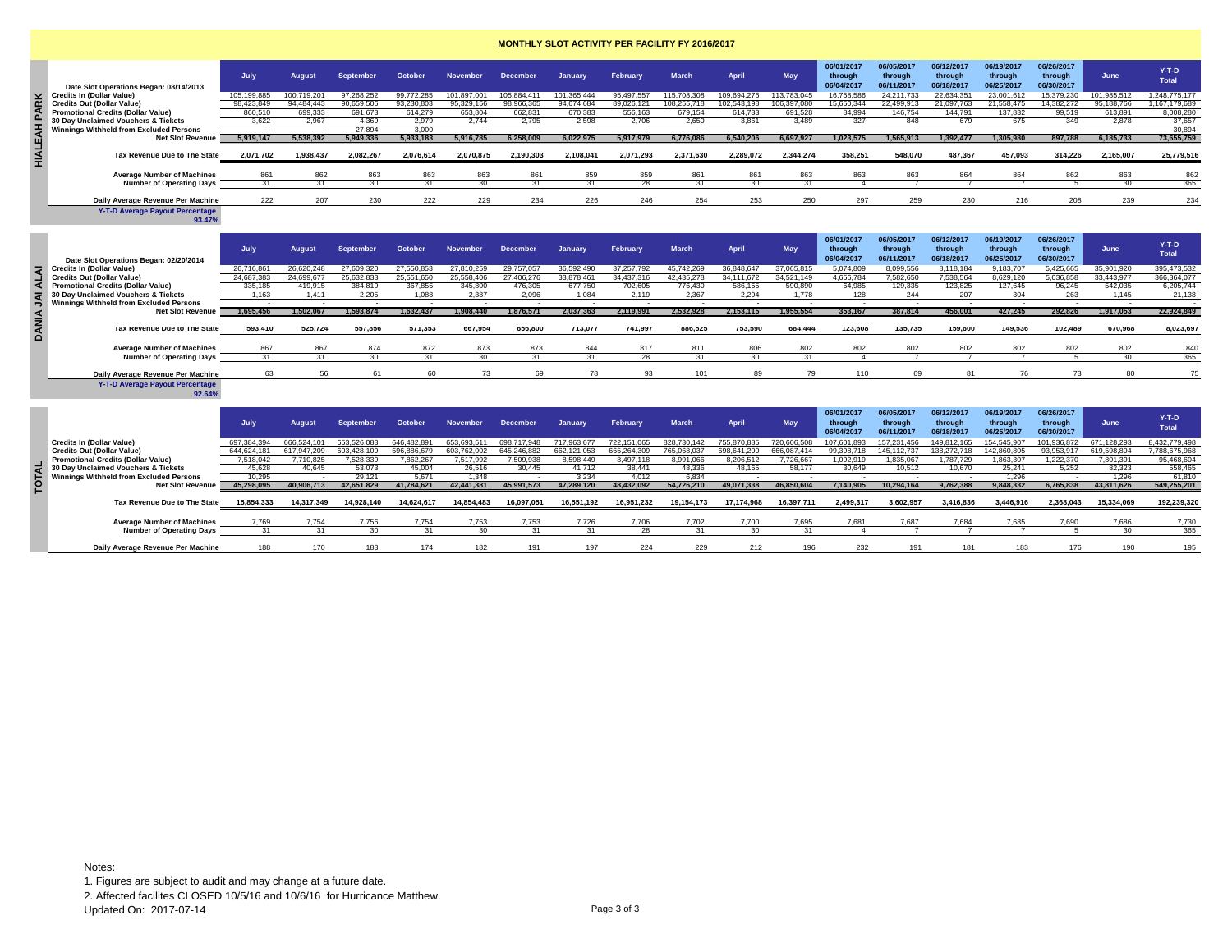# MONTHLY SLOT ACTIVITY PER FACILITY FY 2016/2017

## HIALEAH PARK

| Date Slot Operations Began: 08/14/2013 | July | August | September | October | November | December | January | February | March | April | May | 06/01/2017 through 06/04/2017 | 06/05/2017 through 06/11/2017 | 06/12/2017 through 06/18/2017 | 06/19/2017 through 06/25/2017 | 06/26/2017 through 06/30/2017 | June | Y-T-D Total |
|---|---|---|---|---|---|---|---|---|---|---|---|---|---|---|---|---|---|---|
| Credits In (Dollar Value) | 105,199,885 | 100,719,201 | 97,268,252 | 99,772,285 | 101,897,001 | 105,884,411 | 101,365,444 | 95,497,557 | 115,708,308 | 109,694,276 | 113,783,045 | 16,758,586 | 24,211,733 | 22,634,351 | 23,001,612 | 15,379,230 | 101,985,512 | 1,248,775,177 |
| Credits Out (Dollar Value) | 98,423,849 | 94,484,443 | 90,659,506 | 93,230,803 | 95,329,156 | 98,966,365 | 94,674,684 | 89,026,121 | 108,255,718 | 102,543,198 | 106,397,080 | 15,650,344 | 22,499,913 | 21,097,763 | 21,558,475 | 14,382,272 | 95,188,766 | 1,167,179,689 |
| Promotional Credits (Dollar Value) | 860,510 | 699,333 | 691,673 | 614,279 | 653,804 | 662,831 | 670,383 | 556,163 | 679,154 | 614,733 | 691,528 | 84,994 | 146,754 | 144,791 | 137,832 | 99,519 | 613,891 | 8,008,280 |
| 30 Day Unclaimed Vouchers & Tickets | 3,622 | 2,967 | 4,369 | 2,979 | 2,744 | 2,795 | 2,598 | 2,706 | 2,650 | 3,861 | 3,489 | 327 | 848 | 679 | 675 | 349 | 2,878 | 37,657 |
| Winnings Withheld from Excluded Persons | - | - | 27,894 | 3,000 | - | - | - | - | - | - | - | - | - | - | - | - | - | 30,894 |
| Net Slot Revenue | 5,919,147 | 5,538,392 | 5,949,336 | 5,933,183 | 5,916,785 | 6,258,009 | 6,022,975 | 5,917,979 | 6,776,086 | 6,540,206 | 6,697,927 | 1,023,575 | 1,565,913 | 1,392,477 | 1,305,980 | 897,788 | 6,185,733 | 73,655,759 |
| Tax Revenue Due to The State | 2,071,702 | 1,938,437 | 2,082,267 | 2,076,614 | 2,070,875 | 2,190,303 | 2,108,041 | 2,071,293 | 2,371,630 | 2,289,072 | 2,344,274 | 358,251 | 548,070 | 487,367 | 457,093 | 314,226 | 2,165,007 | 25,779,516 |
| Average Number of Machines | 861 | 862 | 863 | 863 | 863 | 861 | 859 | 859 | 861 | 861 | 863 | 863 | 863 | 864 | 864 | 862 | 863 | 862 |
| Number of Operating Days | 31 | 31 | 30 | 31 | 30 | 31 | 31 | 28 | 31 | 30 | 31 | 4 | 7 | 7 | 7 | 5 | 30 | 365 |
| Daily Average Revenue Per Machine | 222 | 207 | 230 | 222 | 229 | 234 | 226 | 246 | 254 | 253 | 250 | 297 | 259 | 230 | 216 | 208 | 239 | 234 |

Y-T-D Average Payout Percentage 93.47%

## DANIA JAI ALAI

| Date Slot Operations Began: 02/20/2014 | July | August | September | October | November | December | January | February | March | April | May | 06/01/2017 through 06/04/2017 | 06/05/2017 through 06/11/2017 | 06/12/2017 through 06/18/2017 | 06/19/2017 through 06/25/2017 | 06/26/2017 through 06/30/2017 | June | Y-T-D Total |
|---|---|---|---|---|---|---|---|---|---|---|---|---|---|---|---|---|---|---|
| Credits In (Dollar Value) | 26,716,861 | 26,620,248 | 27,609,320 | 27,550,853 | 27,810,259 | 29,757,057 | 36,592,490 | 37,257,792 | 45,742,269 | 36,848,647 | 37,065,815 | 5,074,809 | 8,099,556 | 8,118,184 | 9,183,707 | 5,425,665 | 35,901,920 | 395,473,532 |
| Credits Out (Dollar Value) | 24,687,383 | 24,699,677 | 25,632,833 | 25,551,650 | 25,558,406 | 27,406,276 | 33,878,461 | 34,437,316 | 42,435,278 | 34,111,672 | 34,521,149 | 4,656,784 | 7,582,650 | 7,538,564 | 8,629,120 | 5,036,858 | 33,443,977 | 366,364,077 |
| Promotional Credits (Dollar Value) | 335,185 | 419,915 | 384,819 | 367,855 | 345,800 | 476,305 | 677,750 | 702,605 | 776,430 | 586,155 | 590,890 | 64,985 | 129,335 | 123,825 | 127,645 | 96,245 | 542,035 | 6,205,744 |
| 30 Day Unclaimed Vouchers & Tickets | 1,163 | 1,411 | 2,205 | 1,088 | 2,387 | 2,096 | 1,084 | 2,119 | 2,367 | 2,294 | 1,778 | 128 | 244 | 207 | 304 | 263 | 1,145 | 21,138 |
| Winnings Withheld from Excluded Persons | - | - | - | - | - | - | - | - | - | - | - | - | - | - | - | - | - | - |
| Net Slot Revenue | 1,695,456 | 1,502,067 | 1,593,874 | 1,632,437 | 1,908,440 | 1,876,571 | 2,037,363 | 2,119,991 | 2,532,928 | 2,153,115 | 1,955,554 | 353,167 | 387,814 | 456,001 | 427,245 | 292,826 | 1,917,053 | 22,924,849 |
| Tax Revenue Due to The State | 593,410 | 525,724 | 557,856 | 571,353 | 667,954 | 656,800 | 713,077 | 741,997 | 886,525 | 753,590 | 684,444 | 123,608 | 135,735 | 159,600 | 149,536 | 102,489 | 670,968 | 8,023,697 |
| Average Number of Machines | 867 | 867 | 874 | 872 | 873 | 873 | 844 | 817 | 811 | 806 | 802 | 802 | 802 | 802 | 802 | 802 | 802 | 840 |
| Number of Operating Days | 31 | 31 | 30 | 31 | 30 | 31 | 31 | 28 | 31 | 30 | 31 | 4 | 7 | 7 | 7 | 5 | 30 | 365 |
| Daily Average Revenue Per Machine | 63 | 56 | 61 | 60 | 73 | 69 | 78 | 93 | 101 | 89 | 79 | 110 | 69 | 81 | 76 | 73 | 80 | 75 |

Y-T-D Average Payout Percentage 92.64%

## TOTAL

| | July | August | September | October | November | December | January | February | March | April | May | 06/01/2017 through 06/04/2017 | 06/05/2017 through 06/11/2017 | 06/12/2017 through 06/18/2017 | 06/19/2017 through 06/25/2017 | 06/26/2017 through 06/30/2017 | June | Y-T-D Total |
|---|---|---|---|---|---|---|---|---|---|---|---|---|---|---|---|---|---|---|
| Credits In (Dollar Value) | 697,384,394 | 666,524,101 | 653,526,083 | 646,482,891 | 653,693,511 | 698,717,948 | 717,963,677 | 722,151,065 | 828,730,142 | 755,870,885 | 720,606,508 | 107,601,893 | 157,231,456 | 149,812,165 | 154,545,907 | 101,936,872 | 671,128,293 | 8,432,779,498 |
| Credits Out (Dollar Value) | 644,624,181 | 617,947,209 | 603,428,109 | 596,886,679 | 603,762,002 | 645,246,882 | 662,121,053 | 665,264,309 | 765,068,037 | 698,641,200 | 666,087,414 | 99,398,718 | 145,112,737 | 138,272,718 | 142,860,805 | 93,953,917 | 619,598,894 | 7,788,675,968 |
| Promotional Credits (Dollar Value) | 7,518,042 | 7,710,825 | 7,528,339 | 7,862,267 | 7,517,992 | 7,509,938 | 8,598,449 | 8,497,118 | 8,991,066 | 8,206,512 | 7,726,667 | 1,092,919 | 1,835,067 | 1,787,729 | 1,863,307 | 1,222,370 | 7,801,391 | 95,468,604 |
| 30 Day Unclaimed Vouchers & Tickets | 45,628 | 40,645 | 53,073 | 45,004 | 26,516 | 30,445 | 41,712 | 38,441 | 48,336 | 48,165 | 58,177 | 30,649 | 10,512 | 10,670 | 25,241 | 5,252 | 82,323 | 558,465 |
| Winnings Withheld from Excluded Persons | 10,295 | - | 29,121 | 5,671 | 1,348 | - | 3,234 | 4,012 | 6,834 | - | - | - | - | - | 1,296 | - | 1,296 | 61,810 |
| Net Slot Revenue | 45,298,095 | 40,906,713 | 42,651,829 | 41,784,621 | 42,441,381 | 45,991,573 | 47,289,120 | 48,432,092 | 54,726,210 | 49,071,338 | 46,850,604 | 7,140,905 | 10,294,164 | 9,762,388 | 9,848,332 | 6,765,838 | 43,811,626 | 549,255,201 |
| Tax Revenue Due to The State | 15,854,333 | 14,317,349 | 14,928,140 | 14,624,617 | 14,854,483 | 16,097,051 | 16,551,192 | 16,951,232 | 19,154,173 | 17,174,968 | 16,397,711 | 2,499,317 | 3,602,957 | 3,416,836 | 3,446,916 | 2,368,043 | 15,334,069 | 192,239,320 |
| Average Number of Machines | 7,769 | 7,754 | 7,756 | 7,754 | 7,753 | 7,753 | 7,726 | 7,706 | 7,702 | 7,700 | 7,695 | 7,681 | 7,687 | 7,684 | 7,685 | 7,690 | 7,686 | 7,730 |
| Number of Operating Days | 31 | 31 | 30 | 31 | 30 | 31 | 31 | 28 | 31 | 30 | 31 | 4 | 7 | 7 | 7 | 5 | 30 | 365 |
| Daily Average Revenue Per Machine | 188 | 170 | 183 | 174 | 182 | 191 | 197 | 224 | 229 | 212 | 196 | 232 | 191 | 181 | 183 | 176 | 190 | 195 |

Notes:

1. Figures are subject to audit and may change at a future date.
2. Affected facilites CLOSED 10/5/16 and 10/6/16 for Hurricane Matthew.

Updated On: 2017-07-14